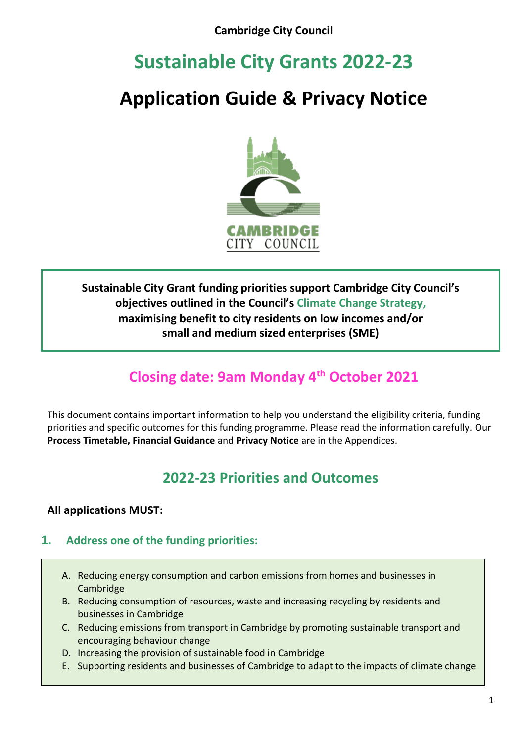Cambridge City Council

# Sustainable City Grants 2022-23

# Application Guide & Privacy Notice

**Sustainable City Grant funding priorities support Cambridge City Council's objectives outlined in the Council's Climate Change Strategy, maximising benefit to city residents on low incomes and/or small and medium sized enterprises (SME)**

## Closing date: 9am Monday 4th October 2021

This document contains important information to help you understand the eligibility criteria, funding priorities and specific outcomes for this funding programme. Please read the information carefully. Our **Process Timetable, Financial Guidance** and **Privacy Notice** are in the Appendices.

## 2022-23 Priorities and Outcomes

**All applications MUST:**

### 1. Address one of the funding priorities:

A. Reducing energy consumption and carbon emissions from homes and businesses in Cambridge
B. Reducing consumption of resources, waste and increasing recycling by residents and businesses in Cambridge
C. Reducing emissions from transport in Cambridge by promoting sustainable transport and encouraging behaviour change
D. Increasing the provision of sustainable food in Cambridge
E. Supporting residents and businesses of Cambridge to adapt to the impacts of climate change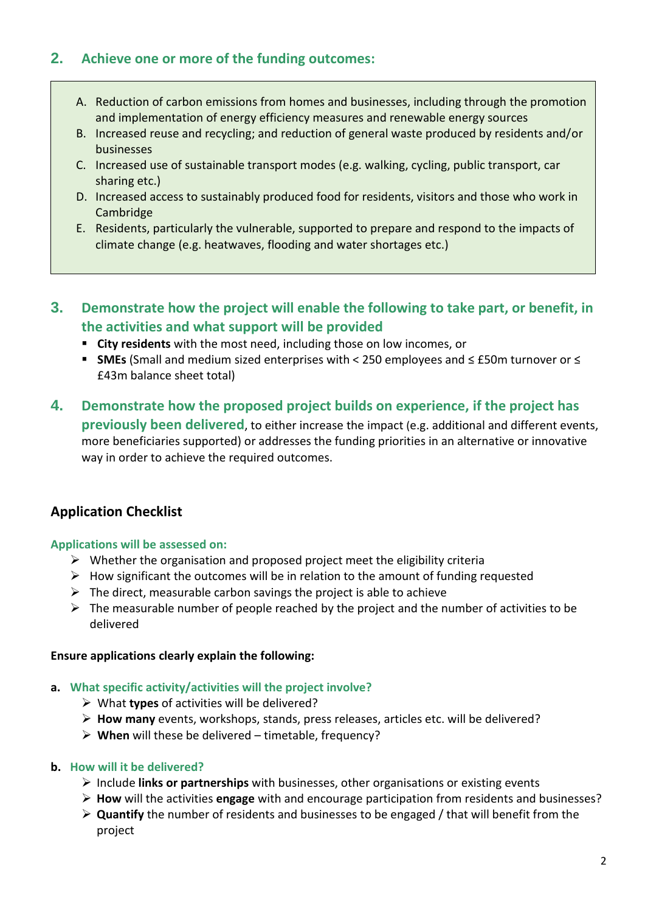## 2. Achieve one or more of the funding outcomes:

A. Reduction of carbon emissions from homes and businesses, including through the promotion and implementation of energy efficiency measures and renewable energy sources
B. Increased reuse and recycling; and reduction of general waste produced by residents and/or businesses
C. Increased use of sustainable transport modes (e.g. walking, cycling, public transport, car sharing etc.)
D. Increased access to sustainably produced food for residents, visitors and those who work in Cambridge
E. Residents, particularly the vulnerable, supported to prepare and respond to the impacts of climate change (e.g. heatwaves, flooding and water shortages etc.)

## 3. Demonstrate how the project will enable the following to take part, or benefit, in the activities and what support will be provided

- **City residents** with the most need, including those on low incomes, or
- **SMEs** (Small and medium sized enterprises with < 250 employees and ≤ £50m turnover or ≤ £43m balance sheet total)

## 4. Demonstrate how the proposed project builds on experience, if the project has previously been delivered, to either increase the impact (e.g. additional and different events, more beneficiaries supported) or addresses the funding priorities in an alternative or innovative way in order to achieve the required outcomes.

## Application Checklist

**Applications will be assessed on:**

- Whether the organisation and proposed project meet the eligibility criteria
- How significant the outcomes will be in relation to the amount of funding requested
- The direct, measurable carbon savings the project is able to achieve
- The measurable number of people reached by the project and the number of activities to be delivered

**Ensure applications clearly explain the following:**

**a. What specific activity/activities will the project involve?**

- What **types** of activities will be delivered?
- **How many** events, workshops, stands, press releases, articles etc. will be delivered?
- **When** will these be delivered – timetable, frequency?

**b. How will it be delivered?**

- Include **links or partnerships** with businesses, other organisations or existing events
- **How** will the activities **engage** with and encourage participation from residents and businesses?
- **Quantify** the number of residents and businesses to be engaged / that will benefit from the project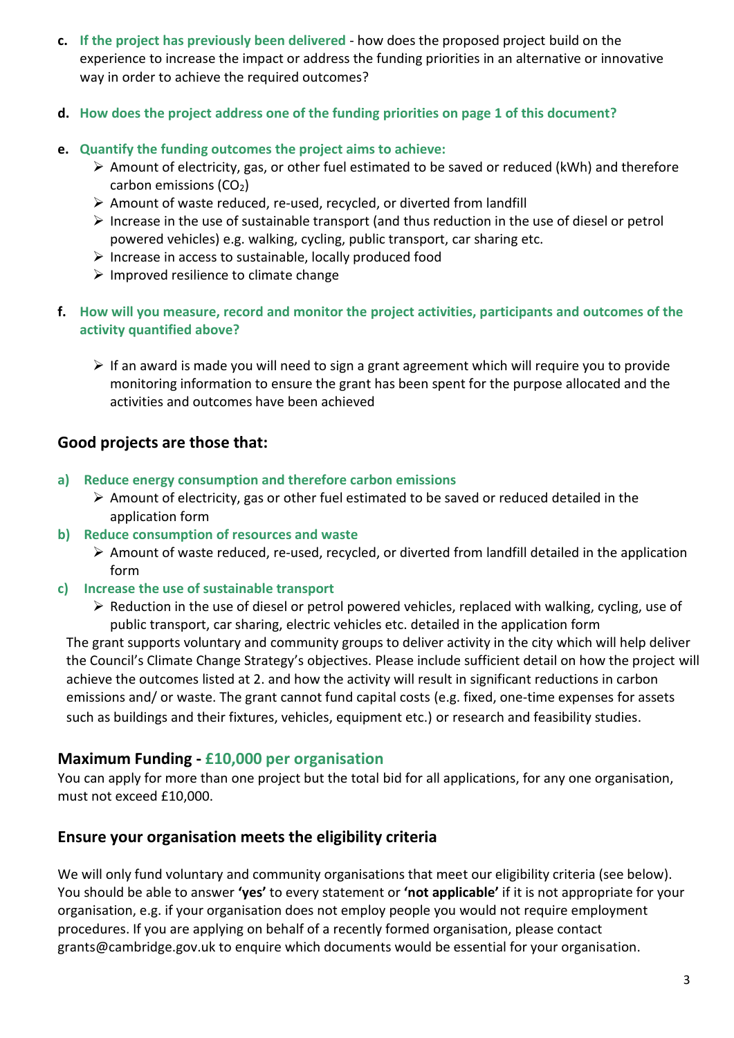**c. If the project has previously been delivered** - how does the proposed project build on the experience to increase the impact or address the funding priorities in an alternative or innovative way in order to achieve the required outcomes?

**d. How does the project address one of the funding priorities on page 1 of this document?**

**e. Quantify the funding outcomes the project aims to achieve:**

- Amount of electricity, gas, or other fuel estimated to be saved or reduced (kWh) and therefore carbon emissions ($CO_2$)
- Amount of waste reduced, re-used, recycled, or diverted from landfill
- Increase in the use of sustainable transport (and thus reduction in the use of diesel or petrol powered vehicles) e.g. walking, cycling, public transport, car sharing etc.
- Increase in access to sustainable, locally produced food
- Improved resilience to climate change

**f. How will you measure, record and monitor the project activities, participants and outcomes of the activity quantified above?**

- If an award is made you will need to sign a grant agreement which will require you to provide monitoring information to ensure the grant has been spent for the purpose allocated and the activities and outcomes have been achieved

## Good projects are those that:

**a) Reduce energy consumption and therefore carbon emissions**

- Amount of electricity, gas or other fuel estimated to be saved or reduced detailed in the application form

**b) Reduce consumption of resources and waste**

- Amount of waste reduced, re-used, recycled, or diverted from landfill detailed in the application form

**c) Increase the use of sustainable transport**

- Reduction in the use of diesel or petrol powered vehicles, replaced with walking, cycling, use of public transport, car sharing, electric vehicles etc. detailed in the application form

The grant supports voluntary and community groups to deliver activity in the city which will help deliver the Council's Climate Change Strategy's objectives. Please include sufficient detail on how the project will achieve the outcomes listed at 2. and how the activity will result in significant reductions in carbon emissions and/ or waste. The grant cannot fund capital costs (e.g. fixed, one-time expenses for assets such as buildings and their fixtures, vehicles, equipment etc.) or research and feasibility studies.

## Maximum Funding - £10,000 per organisation

You can apply for more than one project but the total bid for all applications, for any one organisation, must not exceed £10,000.

## Ensure your organisation meets the eligibility criteria

We will only fund voluntary and community organisations that meet our eligibility criteria (see below). You should be able to answer **'yes'** to every statement or **'not applicable'** if it is not appropriate for your organisation, e.g. if your organisation does not employ people you would not require employment procedures. If you are applying on behalf of a recently formed organisation, please contact grants@cambridge.gov.uk to enquire which documents would be essential for your organisation.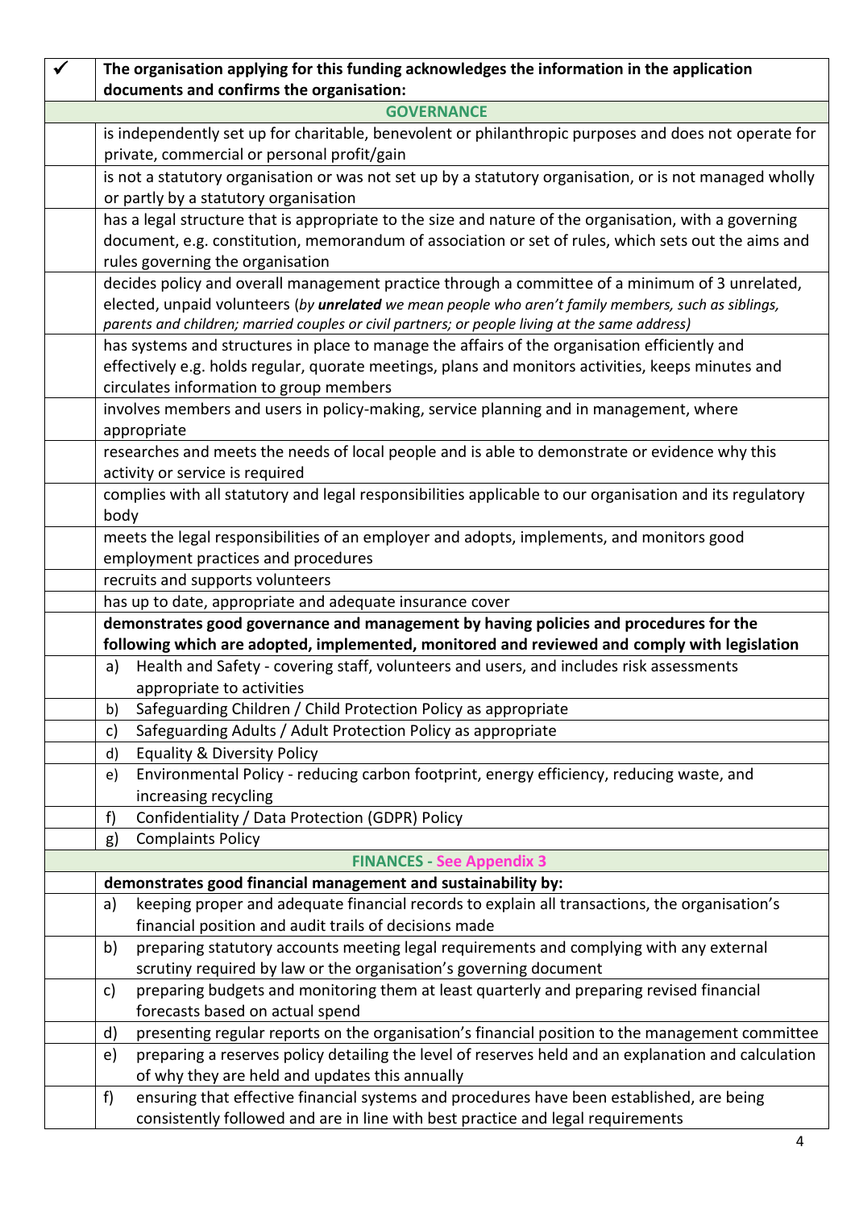| ✓ | The organisation applying for this funding acknowledges the information in the application documents and confirms the organisation: |
|---|---|
| | **GOVERNANCE** |
| | is independently set up for charitable, benevolent or philanthropic purposes and does not operate for private, commercial or personal profit/gain |
| | is not a statutory organisation or was not set up by a statutory organisation, or is not managed wholly or partly by a statutory organisation |
| | has a legal structure that is appropriate to the size and nature of the organisation, with a governing document, e.g. constitution, memorandum of association or set of rules, which sets out the aims and rules governing the organisation |
| | decides policy and overall management practice through a committee of a minimum of 3 unrelated, elected, unpaid volunteers (*by **unrelated** we mean people who aren't family members, such as siblings, parents and children; married couples or civil partners; or people living at the same address)* |
| | has systems and structures in place to manage the affairs of the organisation efficiently and effectively e.g. holds regular, quorate meetings, plans and monitors activities, keeps minutes and circulates information to group members |
| | involves members and users in policy-making, service planning and in management, where appropriate |
| | researches and meets the needs of local people and is able to demonstrate or evidence why this activity or service is required |
| | complies with all statutory and legal responsibilities applicable to our organisation and its regulatory body |
| | meets the legal responsibilities of an employer and adopts, implements, and monitors good employment practices and procedures |
| | recruits and supports volunteers |
| | has up to date, appropriate and adequate insurance cover |
| | **demonstrates good governance and management by having policies and procedures for the following which are adopted, implemented, monitored and reviewed and comply with legislation** |
| | a) Health and Safety - covering staff, volunteers and users, and includes risk assessments appropriate to activities |
| | b) Safeguarding Children / Child Protection Policy as appropriate |
| | c) Safeguarding Adults / Adult Protection Policy as appropriate |
| | d) Equality & Diversity Policy |
| | e) Environmental Policy - reducing carbon footprint, energy efficiency, reducing waste, and increasing recycling |
| | f) Confidentiality / Data Protection (GDPR) Policy |
| | g) Complaints Policy |
| | **FINANCES - See Appendix 3** |
| | **demonstrates good financial management and sustainability by:** |
| | a) keeping proper and adequate financial records to explain all transactions, the organisation's financial position and audit trails of decisions made |
| | b) preparing statutory accounts meeting legal requirements and complying with any external scrutiny required by law or the organisation's governing document |
| | c) preparing budgets and monitoring them at least quarterly and preparing revised financial forecasts based on actual spend |
| | d) presenting regular reports on the organisation's financial position to the management committee |
| | e) preparing a reserves policy detailing the level of reserves held and an explanation and calculation of why they are held and updates this annually |
| | f) ensuring that effective financial systems and procedures have been established, are being consistently followed and are in line with best practice and legal requirements |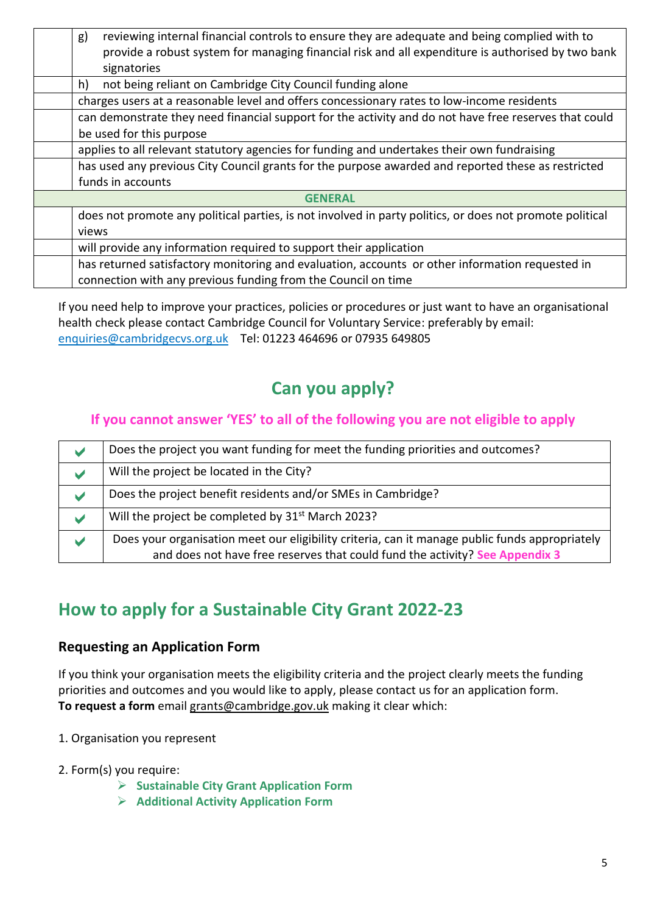| | |
|---|---|
| | g) reviewing internal financial controls to ensure they are adequate and being complied with to provide a robust system for managing financial risk and all expenditure is authorised by two bank signatories |
| | h) not being reliant on Cambridge City Council funding alone |
| | charges users at a reasonable level and offers concessionary rates to low-income residents |
| | can demonstrate they need financial support for the activity and do not have free reserves that could be used for this purpose |
| | applies to all relevant statutory agencies for funding and undertakes their own fundraising |
| | has used any previous City Council grants for the purpose awarded and reported these as restricted funds in accounts |
| **GENERAL** | |
| | does not promote any political parties, is not involved in party politics, or does not promote political views |
| | will provide any information required to support their application |
| | has returned satisfactory monitoring and evaluation, accounts or other information requested in connection with any previous funding from the Council on time |

If you need help to improve your practices, policies or procedures or just want to have an organisational health check please contact Cambridge Council for Voluntary Service: preferably by email: enquiries@cambridgecvs.org.uk Tel: 01223 464696 or 07935 649805

## Can you apply?

**If you cannot answer 'YES' to all of the following you are not eligible to apply**

| | |
|---|---|
| ✔ | Does the project you want funding for meet the funding priorities and outcomes? |
| ✔ | Will the project be located in the City? |
| ✔ | Does the project benefit residents and/or SMEs in Cambridge? |
| ✔ | Will the project be completed by 31st March 2023? |
| ✔ | Does your organisation meet our eligibility criteria, can it manage public funds appropriately and does not have free reserves that could fund the activity? **See Appendix 3** |

## How to apply for a Sustainable City Grant 2022-23

### Requesting an Application Form

If you think your organisation meets the eligibility criteria and the project clearly meets the funding priorities and outcomes and you would like to apply, please contact us for an application form.
**To request a form** email grants@cambridge.gov.uk making it clear which:

1. Organisation you represent

2. Form(s) you require:
   - **Sustainable City Grant Application Form**
   - **Additional Activity Application Form**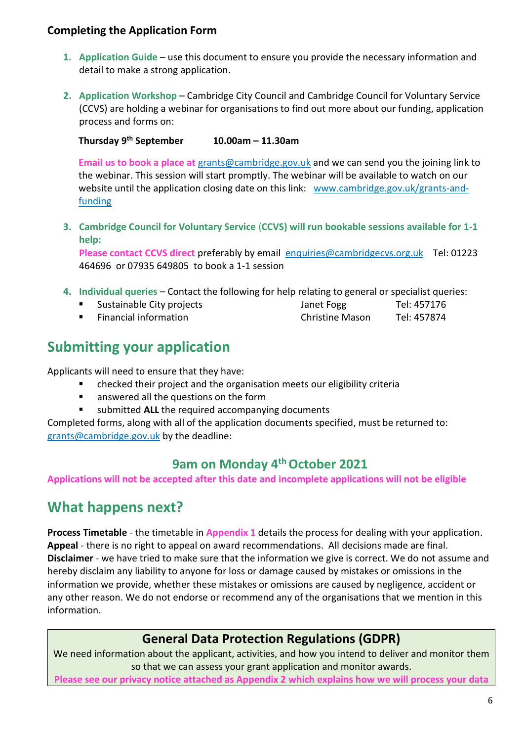### Completing the Application Form

1. **Application Guide** – use this document to ensure you provide the necessary information and detail to make a strong application.

2. **Application Workshop** – Cambridge City Council and Cambridge Council for Voluntary Service (CCVS) are holding a webinar for organisations to find out more about our funding, application process and forms on:

   **Thursday 9th September        10.00am – 11.30am**

   **Email us to book a place at** grants@cambridge.gov.uk and we can send you the joining link to the webinar. This session will start promptly. The webinar will be available to watch on our website until the application closing date on this link: www.cambridge.gov.uk/grants-and-funding

3. **Cambridge Council for Voluntary Service (CCVS) will run bookable sessions available for 1-1 help:**
   **Please contact CCVS direct** preferably by email enquiries@cambridgecvs.org.uk Tel: 01223 464696 or 07935 649805 to book a 1-1 session

4. **Individual queries** – Contact the following for help relating to general or specialist queries:
   - Sustainable City projects — Janet Fogg — Tel: 457176
   - Financial information — Christine Mason — Tel: 457874

## Submitting your application

Applicants will need to ensure that they have:

- checked their project and the organisation meets our eligibility criteria
- answered all the questions on the form
- submitted **ALL** the required accompanying documents

Completed forms, along with all of the application documents specified, must be returned to: grants@cambridge.gov.uk by the deadline:

### 9am on Monday 4th October 2021

**Applications will not be accepted after this date and incomplete applications will not be eligible**

## What happens next?

**Process Timetable** - the timetable in **Appendix 1** details the process for dealing with your application.
**Appeal** - there is no right to appeal on award recommendations. All decisions made are final.
**Disclaimer** - we have tried to make sure that the information we give is correct. We do not assume and hereby disclaim any liability to anyone for loss or damage caused by mistakes or omissions in the information we provide, whether these mistakes or omissions are caused by negligence, accident or any other reason. We do not endorse or recommend any of the organisations that we mention in this information.

### General Data Protection Regulations (GDPR)

We need information about the applicant, activities, and how you intend to deliver and monitor them so that we can assess your grant application and monitor awards.

**Please see our privacy notice attached as Appendix 2 which explains how we will process your data**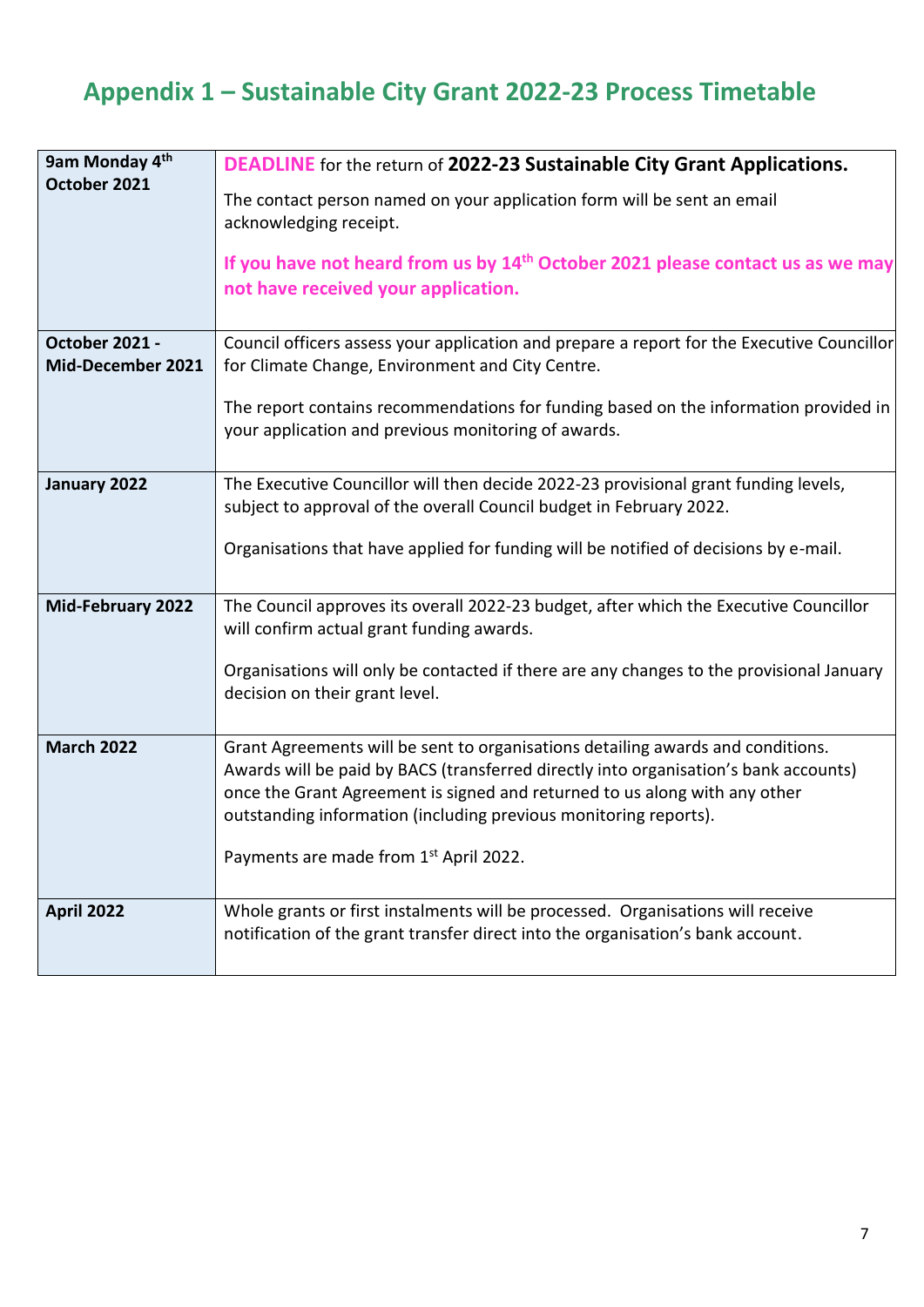## Appendix 1 – Sustainable City Grant 2022-23 Process Timetable

| | |
|---|---|
| **9am Monday 4th October 2021** | **DEADLINE** for the return of **2022-23 Sustainable City Grant Applications.**<br><br>The contact person named on your application form will be sent an email acknowledging receipt.<br><br>**If you have not heard from us by 14th October 2021 please contact us as we may not have received your application.** |
| **October 2021 - Mid-December 2021** | Council officers assess your application and prepare a report for the Executive Councillor for Climate Change, Environment and City Centre.<br><br>The report contains recommendations for funding based on the information provided in your application and previous monitoring of awards. |
| **January 2022** | The Executive Councillor will then decide 2022-23 provisional grant funding levels, subject to approval of the overall Council budget in February 2022.<br><br>Organisations that have applied for funding will be notified of decisions by e-mail. |
| **Mid-February 2022** | The Council approves its overall 2022-23 budget, after which the Executive Councillor will confirm actual grant funding awards.<br><br>Organisations will only be contacted if there are any changes to the provisional January decision on their grant level. |
| **March 2022** | Grant Agreements will be sent to organisations detailing awards and conditions. Awards will be paid by BACS (transferred directly into organisation's bank accounts) once the Grant Agreement is signed and returned to us along with any other outstanding information (including previous monitoring reports).<br><br>Payments are made from 1st April 2022. |
| **April 2022** | Whole grants or first instalments will be processed. Organisations will receive notification of the grant transfer direct into the organisation's bank account. |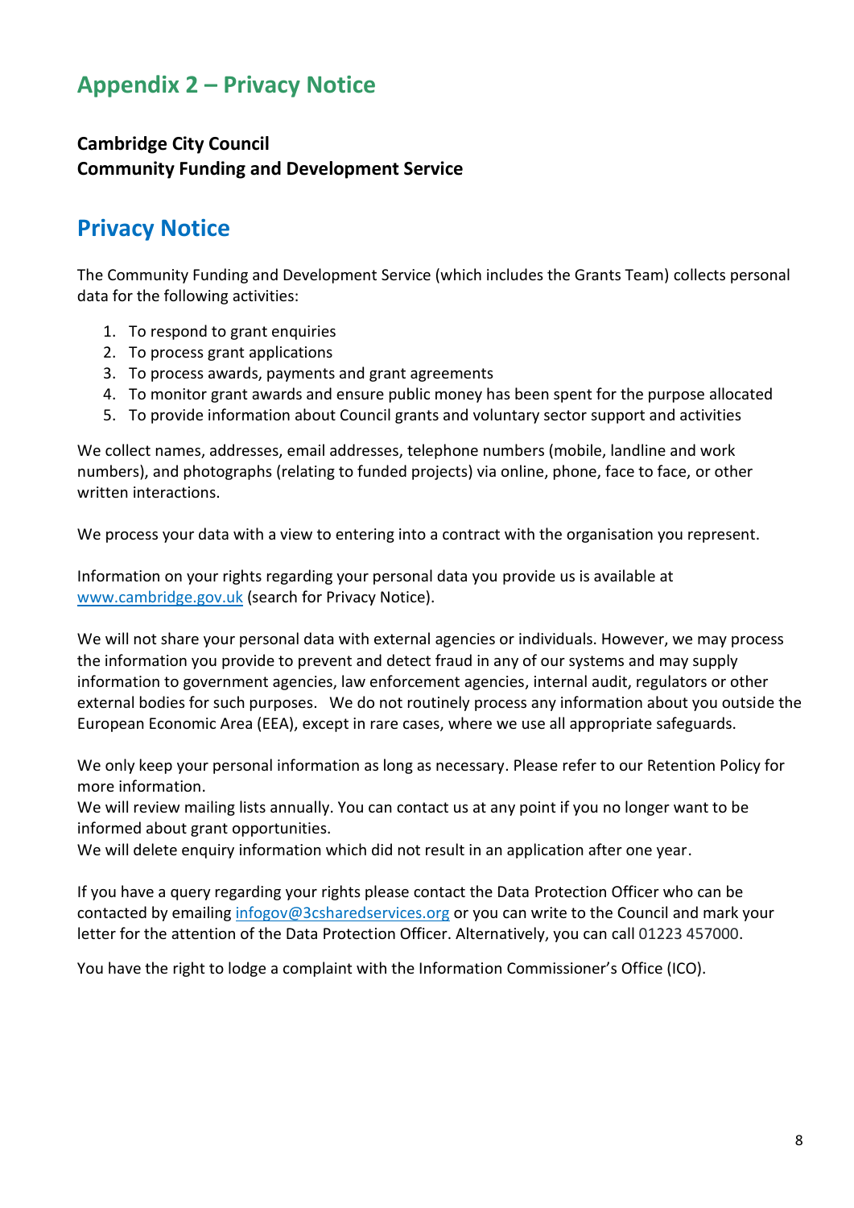# Appendix 2 – Privacy Notice

**Cambridge City Council**
**Community Funding and Development Service**

## Privacy Notice

The Community Funding and Development Service (which includes the Grants Team) collects personal data for the following activities:

1. To respond to grant enquiries
2. To process grant applications
3. To process awards, payments and grant agreements
4. To monitor grant awards and ensure public money has been spent for the purpose allocated
5. To provide information about Council grants and voluntary sector support and activities

We collect names, addresses, email addresses, telephone numbers (mobile, landline and work numbers), and photographs (relating to funded projects) via online, phone, face to face, or other written interactions.

We process your data with a view to entering into a contract with the organisation you represent.

Information on your rights regarding your personal data you provide us is available at www.cambridge.gov.uk (search for Privacy Notice).

We will not share your personal data with external agencies or individuals. However, we may process the information you provide to prevent and detect fraud in any of our systems and may supply information to government agencies, law enforcement agencies, internal audit, regulators or other external bodies for such purposes. We do not routinely process any information about you outside the European Economic Area (EEA), except in rare cases, where we use all appropriate safeguards.

We only keep your personal information as long as necessary. Please refer to our Retention Policy for more information.
We will review mailing lists annually. You can contact us at any point if you no longer want to be informed about grant opportunities.
We will delete enquiry information which did not result in an application after one year.

If you have a query regarding your rights please contact the Data Protection Officer who can be contacted by emailing infogov@3csharedservices.org or you can write to the Council and mark your letter for the attention of the Data Protection Officer. Alternatively, you can call 01223 457000.

You have the right to lodge a complaint with the Information Commissioner's Office (ICO).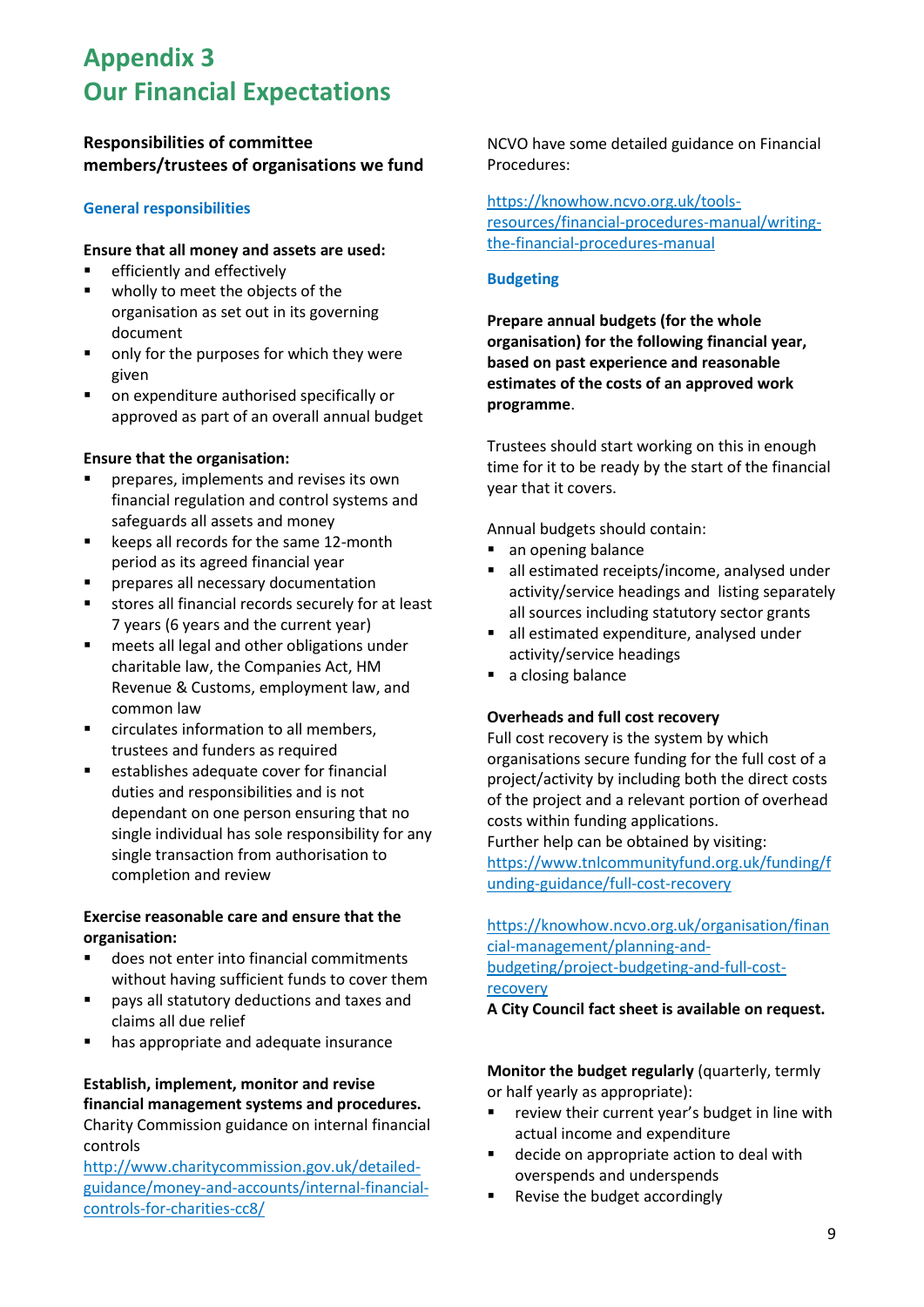# Appendix 3
# Our Financial Expectations

## Responsibilities of committee members/trustees of organisations we fund

### General responsibilities

**Ensure that all money and assets are used:**

- efficiently and effectively
- wholly to meet the objects of the organisation as set out in its governing document
- only for the purposes for which they were given
- on expenditure authorised specifically or approved as part of an overall annual budget

**Ensure that the organisation:**

- prepares, implements and revises its own financial regulation and control systems and safeguards all assets and money
- keeps all records for the same 12-month period as its agreed financial year
- prepares all necessary documentation
- stores all financial records securely for at least 7 years (6 years and the current year)
- meets all legal and other obligations under charitable law, the Companies Act, HM Revenue & Customs, employment law, and common law
- circulates information to all members, trustees and funders as required
- establishes adequate cover for financial duties and responsibilities and is not dependant on one person ensuring that no single individual has sole responsibility for any single transaction from authorisation to completion and review

**Exercise reasonable care and ensure that the organisation:**

- does not enter into financial commitments without having sufficient funds to cover them
- pays all statutory deductions and taxes and claims all due relief
- has appropriate and adequate insurance

**Establish, implement, monitor and revise financial management systems and procedures.**
Charity Commission guidance on internal financial controls
http://www.charitycommission.gov.uk/detailed-guidance/money-and-accounts/internal-financial-controls-for-charities-cc8/

NCVO have some detailed guidance on Financial Procedures:

https://knowhow.ncvo.org.uk/tools-resources/financial-procedures-manual/writing-the-financial-procedures-manual

### Budgeting

**Prepare annual budgets (for the whole organisation) for the following financial year, based on past experience and reasonable estimates of the costs of an approved work programme**.

Trustees should start working on this in enough time for it to be ready by the start of the financial year that it covers.

Annual budgets should contain:

- an opening balance
- all estimated receipts/income, analysed under activity/service headings and listing separately all sources including statutory sector grants
- all estimated expenditure, analysed under activity/service headings
- a closing balance

**Overheads and full cost recovery**
Full cost recovery is the system by which organisations secure funding for the full cost of a project/activity by including both the direct costs of the project and a relevant portion of overhead costs within funding applications.
Further help can be obtained by visiting:
https://www.tnlcommunityfund.org.uk/funding/funding-guidance/full-cost-recovery

https://knowhow.ncvo.org.uk/organisation/financial-management/planning-and-budgeting/project-budgeting-and-full-cost-recovery
**A City Council fact sheet is available on request.**

**Monitor the budget regularly** (quarterly, termly or half yearly as appropriate):

- review their current year's budget in line with actual income and expenditure
- decide on appropriate action to deal with overspends and underspends
- Revise the budget accordingly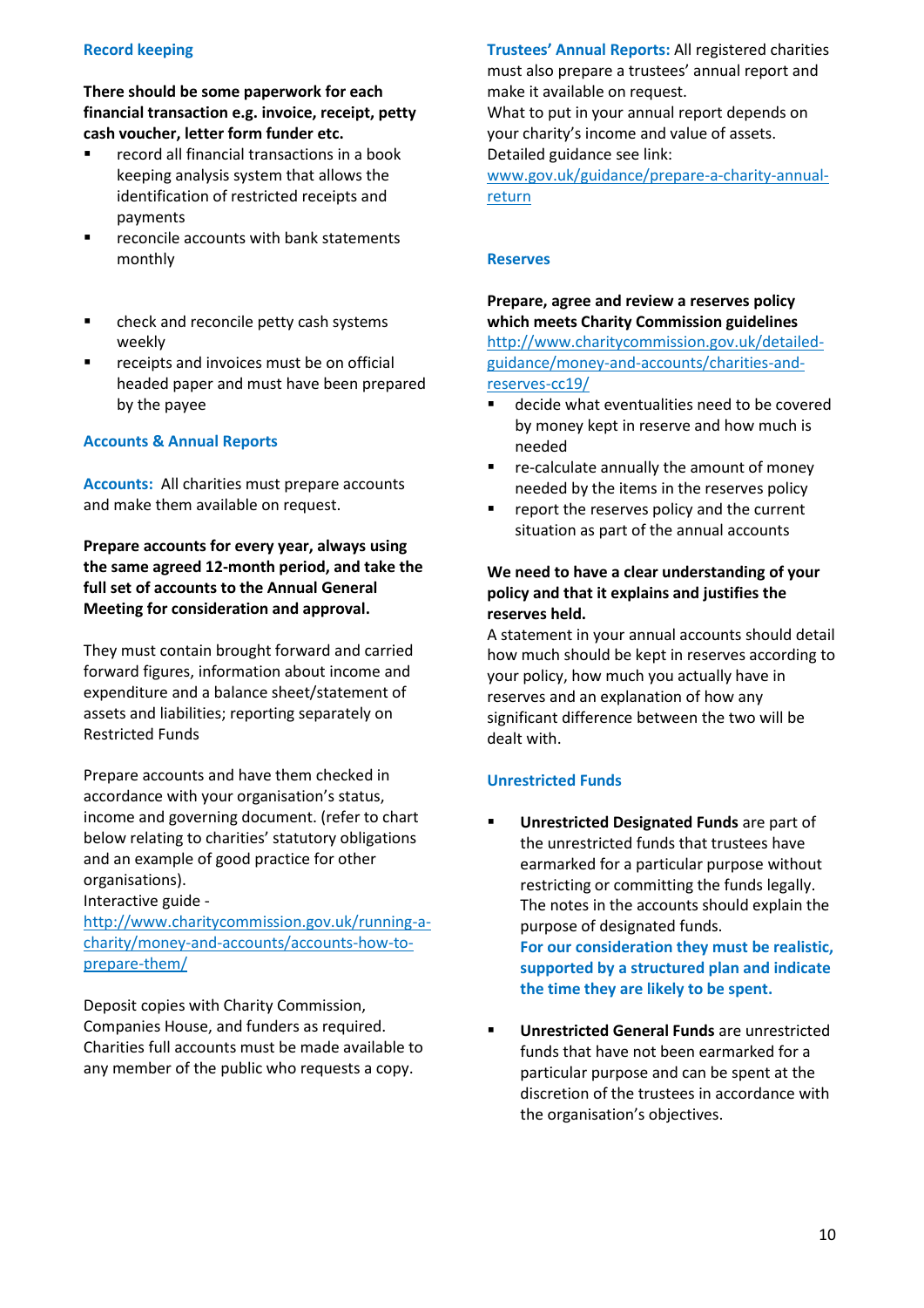## Record keeping

**There should be some paperwork for each financial transaction e.g. invoice, receipt, petty cash voucher, letter form funder etc.**

- record all financial transactions in a book keeping analysis system that allows the identification of restricted receipts and payments
- reconcile accounts with bank statements monthly
- check and reconcile petty cash systems weekly
- receipts and invoices must be on official headed paper and must have been prepared by the payee

## Accounts & Annual Reports

**Accounts:** All charities must prepare accounts and make them available on request.

**Prepare accounts for every year, always using the same agreed 12-month period, and take the full set of accounts to the Annual General Meeting for consideration and approval.**

They must contain brought forward and carried forward figures, information about income and expenditure and a balance sheet/statement of assets and liabilities; reporting separately on Restricted Funds

Prepare accounts and have them checked in accordance with your organisation's status, income and governing document. (refer to chart below relating to charities' statutory obligations and an example of good practice for other organisations).
Interactive guide -
http://www.charitycommission.gov.uk/running-a-charity/money-and-accounts/accounts-how-to-prepare-them/

Deposit copies with Charity Commission, Companies House, and funders as required. Charities full accounts must be made available to any member of the public who requests a copy.

**Trustees' Annual Reports:** All registered charities must also prepare a trustees' annual report and make it available on request.
What to put in your annual report depends on your charity's income and value of assets.
Detailed guidance see link:
www.gov.uk/guidance/prepare-a-charity-annual-return

## Reserves

**Prepare, agree and review a reserves policy which meets Charity Commission guidelines**
http://www.charitycommission.gov.uk/detailed-guidance/money-and-accounts/charities-and-reserves-cc19/

- decide what eventualities need to be covered by money kept in reserve and how much is needed
- re-calculate annually the amount of money needed by the items in the reserves policy
- report the reserves policy and the current situation as part of the annual accounts

**We need to have a clear understanding of your policy and that it explains and justifies the reserves held.**
A statement in your annual accounts should detail how much should be kept in reserves according to your policy, how much you actually have in reserves and an explanation of how any significant difference between the two will be dealt with.

## Unrestricted Funds

- **Unrestricted Designated Funds** are part of the unrestricted funds that trustees have earmarked for a particular purpose without restricting or committing the funds legally. The notes in the accounts should explain the purpose of designated funds.
  **For our consideration they must be realistic, supported by a structured plan and indicate the time they are likely to be spent.**

- **Unrestricted General Funds** are unrestricted funds that have not been earmarked for a particular purpose and can be spent at the discretion of the trustees in accordance with the organisation's objectives.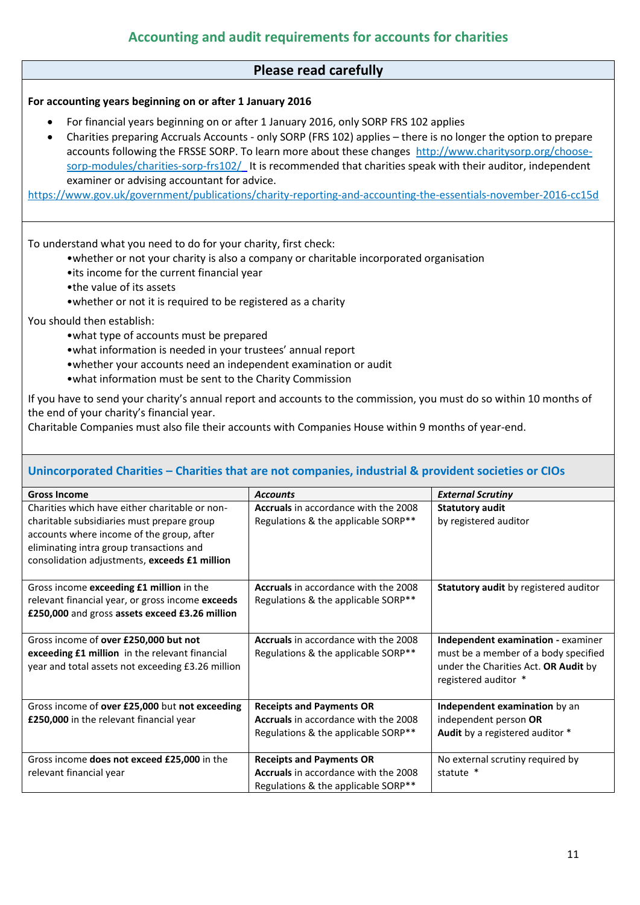## Accounting and audit requirements for accounts for charities

### Please read carefully

**For accounting years beginning on or after 1 January 2016**

- For financial years beginning on or after 1 January 2016, only SORP FRS 102 applies
- Charities preparing Accruals Accounts - only SORP (FRS 102) applies – there is no longer the option to prepare accounts following the FRSSE SORP. To learn more about these changes http://www.charitysorp.org/choose-sorp-modules/charities-sorp-frs102/ It is recommended that charities speak with their auditor, independent examiner or advising accountant for advice.

https://www.gov.uk/government/publications/charity-reporting-and-accounting-the-essentials-november-2016-cc15d

To understand what you need to do for your charity, first check:

- whether or not your charity is also a company or charitable incorporated organisation
- its income for the current financial year
- the value of its assets
- whether or not it is required to be registered as a charity

You should then establish:

- what type of accounts must be prepared
- what information is needed in your trustees' annual report
- whether your accounts need an independent examination or audit
- what information must be sent to the Charity Commission

If you have to send your charity's annual report and accounts to the commission, you must do so within 10 months of the end of your charity's financial year.
Charitable Companies must also file their accounts with Companies House within 9 months of year-end.

### Unincorporated Charities – Charities that are not companies, industrial & provident societies or CIOs

| **Gross Income** | ***Accounts*** | ***External Scrutiny*** |
|---|---|---|
| Charities which have either charitable or non-charitable subsidiaries must prepare group accounts where income of the group, after eliminating intra group transactions and consolidation adjustments, **exceeds £1 million** | **Accruals** in accordance with the 2008 Regulations & the applicable SORP** | **Statutory audit** by registered auditor |
| Gross income **exceeding £1 million** in the relevant financial year, or gross income **exceeds £250,000** and gross **assets exceed £3.26 million** | **Accruals** in accordance with the 2008 Regulations & the applicable SORP** | **Statutory audit** by registered auditor |
| Gross income of **over £250,000 but not exceeding £1 million** in the relevant financial year and total assets not exceeding £3.26 million | **Accruals** in accordance with the 2008 Regulations & the applicable SORP** | **Independent examination** - examiner must be a member of a body specified under the Charities Act. **OR Audit** by registered auditor * |
| Gross income of **over £25,000** but **not exceeding £250,000** in the relevant financial year | **Receipts and Payments OR Accruals** in accordance with the 2008 Regulations & the applicable SORP** | **Independent examination** by an independent person **OR Audit** by a registered auditor * |
| Gross income **does not exceed £25,000** in the relevant financial year | **Receipts and Payments OR Accruals** in accordance with the 2008 Regulations & the applicable SORP** | No external scrutiny required by statute * |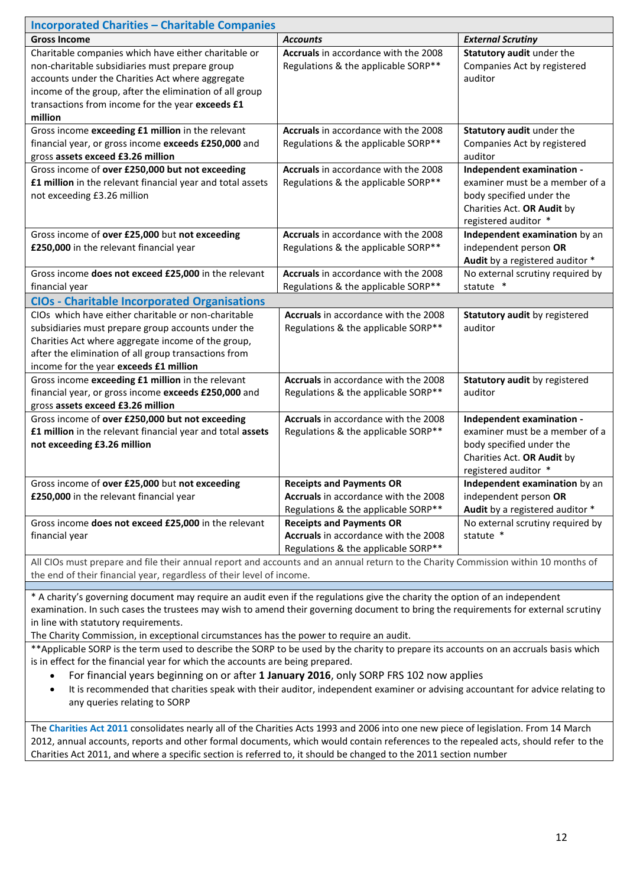| Incorporated Charities – Charitable Companies | | |
|---|---|---|
| **Gross Income** | ***Accounts*** | ***External Scrutiny*** |
| Charitable companies which have either charitable or non-charitable subsidiaries must prepare group accounts under the Charities Act where aggregate income of the group, after the elimination of all group transactions from income for the year **exceeds £1 million** | **Accruals** in accordance with the 2008 Regulations & the applicable SORP** | **Statutory audit** under the Companies Act by registered auditor |
| Gross income **exceeding £1 million** in the relevant financial year, or gross income **exceeds £250,000** and gross **assets exceed £3.26 million** | **Accruals** in accordance with the 2008 Regulations & the applicable SORP** | **Statutory audit** under the Companies Act by registered auditor |
| Gross income of **over £250,000 but not exceeding £1 million** in the relevant financial year and total assets not exceeding £3.26 million | **Accruals** in accordance with the 2008 Regulations & the applicable SORP** | **Independent examination -** examiner must be a member of a body specified under the Charities Act. **OR Audit** by registered auditor * |
| Gross income of **over £25,000** but **not exceeding £250,000** in the relevant financial year | **Accruals** in accordance with the 2008 Regulations & the applicable SORP** | **Independent examination** by an independent person **OR Audit** by a registered auditor * |
| Gross income **does not exceed £25,000** in the relevant financial year | **Accruals** in accordance with the 2008 Regulations & the applicable SORP** | No external scrutiny required by statute * |
| **CIOs - Charitable Incorporated Organisations** | | |
| CIOs which have either charitable or non-charitable subsidiaries must prepare group accounts under the Charities Act where aggregate income of the group, after the elimination of all group transactions from income for the year **exceeds £1 million** | **Accruals** in accordance with the 2008 Regulations & the applicable SORP** | **Statutory audit** by registered auditor |
| Gross income **exceeding £1 million** in the relevant financial year, or gross income **exceeds £250,000** and gross **assets exceed £3.26 million** | **Accruals** in accordance with the 2008 Regulations & the applicable SORP** | **Statutory audit** by registered auditor |
| Gross income of **over £250,000 but not exceeding £1 million** in the relevant financial year and total **assets not exceeding £3.26 million** | **Accruals** in accordance with the 2008 Regulations & the applicable SORP** | **Independent examination -** examiner must be a member of a body specified under the Charities Act. **OR Audit** by registered auditor * |
| Gross income of **over £25,000** but **not exceeding £250,000** in the relevant financial year | **Receipts and Payments OR Accruals** in accordance with the 2008 Regulations & the applicable SORP** | **Independent examination** by an independent person **OR Audit** by a registered auditor * |
| Gross income **does not exceed £25,000** in the relevant financial year | **Receipts and Payments OR Accruals** in accordance with the 2008 Regulations & the applicable SORP** | No external scrutiny required by statute * |
| All CIOs must prepare and file their annual report and accounts and an annual return to the Charity Commission within 10 months of the end of their financial year, regardless of their level of income. | | |

\* A charity's governing document may require an audit even if the regulations give the charity the option of an independent examination. In such cases the trustees may wish to amend their governing document to bring the requirements for external scrutiny in line with statutory requirements.
The Charity Commission, in exceptional circumstances has the power to require an audit.

**Applicable SORP is the term used to describe the SORP to be used by the charity to prepare its accounts on an accruals basis which is in effect for the financial year for which the accounts are being prepared.

- For financial years beginning on or after **1 January 2016**, only SORP FRS 102 now applies
- It is recommended that charities speak with their auditor, independent examiner or advising accountant for advice relating to any queries relating to SORP

The **Charities Act 2011** consolidates nearly all of the Charities Acts 1993 and 2006 into one new piece of legislation. From 14 March 2012, annual accounts, reports and other formal documents, which would contain references to the repealed acts, should refer to the Charities Act 2011, and where a specific section is referred to, it should be changed to the 2011 section number